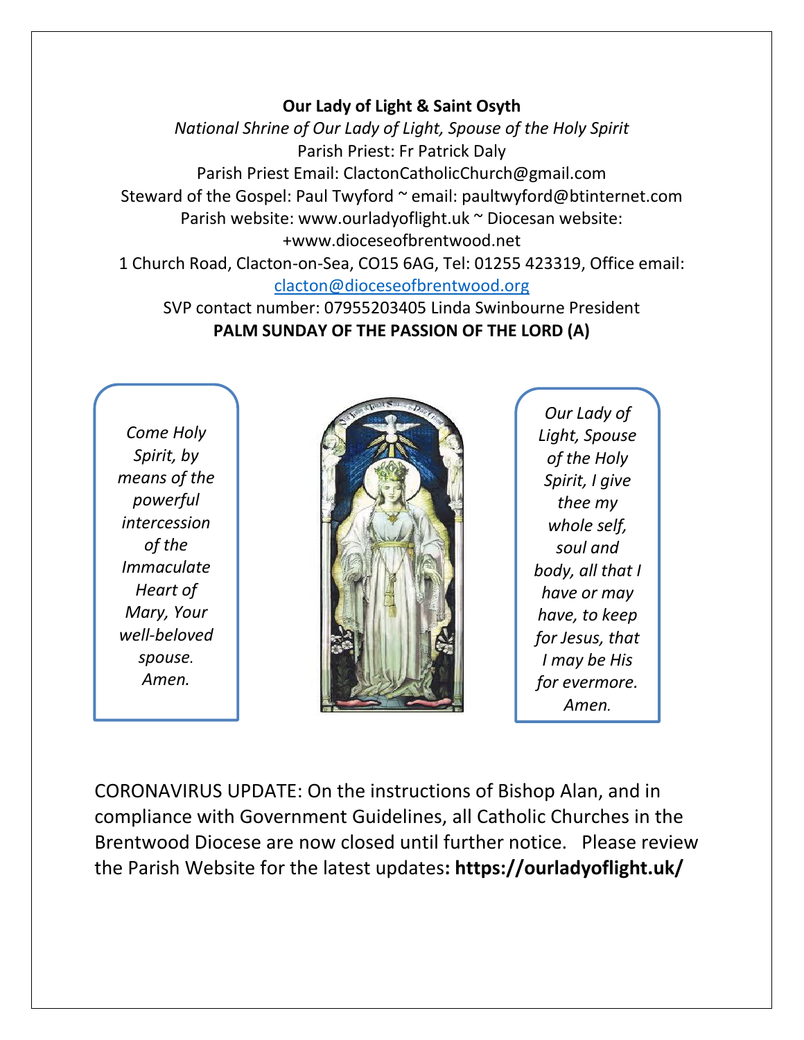**Our Lady of Light & Saint Osyth**

*National Shrine of Our Lady of Light, Spouse of the Holy Spirit*

Parish Priest: Fr Patrick Daly

Parish Priest Email: ClactonCatholicChurch@gmail.com

Steward of the Gospel: Paul Twyford ~ email: paultwyford@btinternet.com

Parish website: www.ourladyoflight.uk ~ Diocesan website: +www.dioceseofbrentwood.net

1 Church Road, Clacton-on-Sea, CO15 6AG, Tel: 01255 423319, Office email: clacton@dioceseofbrentwood.org

SVP contact number: 07955203405 Linda Swinbourne President

**PALM SUNDAY OF THE PASSION OF THE LORD (A)**

*Come Holy Spirit, by means of the powerful intercession of the Immaculate Heart of Mary, Your well-beloved spouse. Amen.*

*Our Lady of Light, Spouse of the Holy Spirit, I give thee my whole self, soul and body, all that I have or may have, to keep for Jesus, that I may be His for evermore. Amen.*

CORONAVIRUS UPDATE: On the instructions of Bishop Alan, and in compliance with Government Guidelines, all Catholic Churches in the Brentwood Diocese are now closed until further notice. Please review the Parish Website for the latest updates**: https://ourladyoflight.uk/**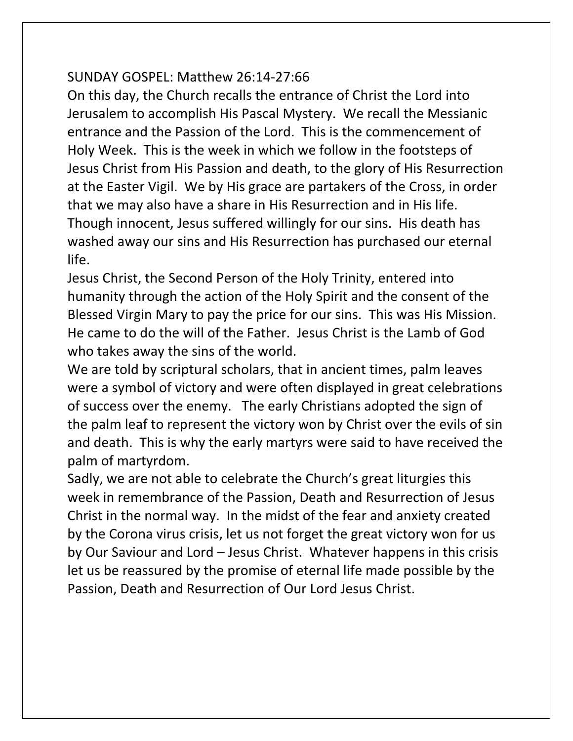SUNDAY GOSPEL: Matthew 26:14-27:66

On this day, the Church recalls the entrance of Christ the Lord into Jerusalem to accomplish His Pascal Mystery. We recall the Messianic entrance and the Passion of the Lord. This is the commencement of Holy Week. This is the week in which we follow in the footsteps of Jesus Christ from His Passion and death, to the glory of His Resurrection at the Easter Vigil. We by His grace are partakers of the Cross, in order that we may also have a share in His Resurrection and in His life. Though innocent, Jesus suffered willingly for our sins. His death has washed away our sins and His Resurrection has purchased our eternal life.

Jesus Christ, the Second Person of the Holy Trinity, entered into humanity through the action of the Holy Spirit and the consent of the Blessed Virgin Mary to pay the price for our sins. This was His Mission. He came to do the will of the Father. Jesus Christ is the Lamb of God who takes away the sins of the world.

We are told by scriptural scholars, that in ancient times, palm leaves were a symbol of victory and were often displayed in great celebrations of success over the enemy. The early Christians adopted the sign of the palm leaf to represent the victory won by Christ over the evils of sin and death. This is why the early martyrs were said to have received the palm of martyrdom.

Sadly, we are not able to celebrate the Church's great liturgies this week in remembrance of the Passion, Death and Resurrection of Jesus Christ in the normal way. In the midst of the fear and anxiety created by the Corona virus crisis, let us not forget the great victory won for us by Our Saviour and Lord – Jesus Christ. Whatever happens in this crisis let us be reassured by the promise of eternal life made possible by the Passion, Death and Resurrection of Our Lord Jesus Christ.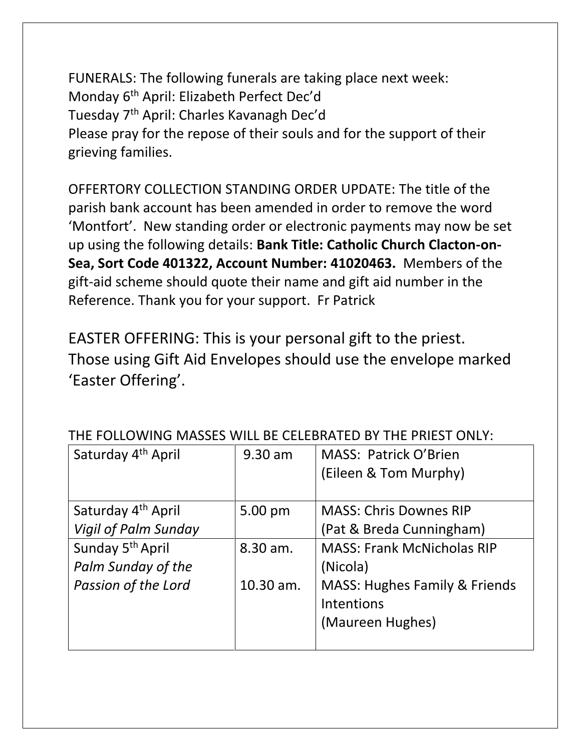FUNERALS: The following funerals are taking place next week:
Monday 6th April: Elizabeth Perfect Dec'd
Tuesday 7th April: Charles Kavanagh Dec'd
Please pray for the repose of their souls and for the support of their grieving families.

OFFERTORY COLLECTION STANDING ORDER UPDATE: The title of the parish bank account has been amended in order to remove the word 'Montfort'. New standing order or electronic payments may now be set up using the following details: **Bank Title: Catholic Church Clacton-on-Sea, Sort Code 401322, Account Number: 41020463.** Members of the gift-aid scheme should quote their name and gift aid number in the Reference. Thank you for your support. Fr Patrick

EASTER OFFERING: This is your personal gift to the priest. Those using Gift Aid Envelopes should use the envelope marked 'Easter Offering'.

THE FOLLOWING MASSES WILL BE CELEBRATED BY THE PRIEST ONLY:

| | | |
|---|---|---|
| Saturday 4th April | 9.30 am | MASS: Patrick O'Brien (Eileen & Tom Murphy) |
| Saturday 4th April *Vigil of Palm Sunday* | 5.00 pm | MASS: Chris Downes RIP (Pat & Breda Cunningham) |
| Sunday 5th April *Palm Sunday of the Passion of the Lord* | 8.30 am.<br>10.30 am. | MASS: Frank McNicholas RIP (Nicola)<br>MASS: Hughes Family & Friends Intentions (Maureen Hughes) |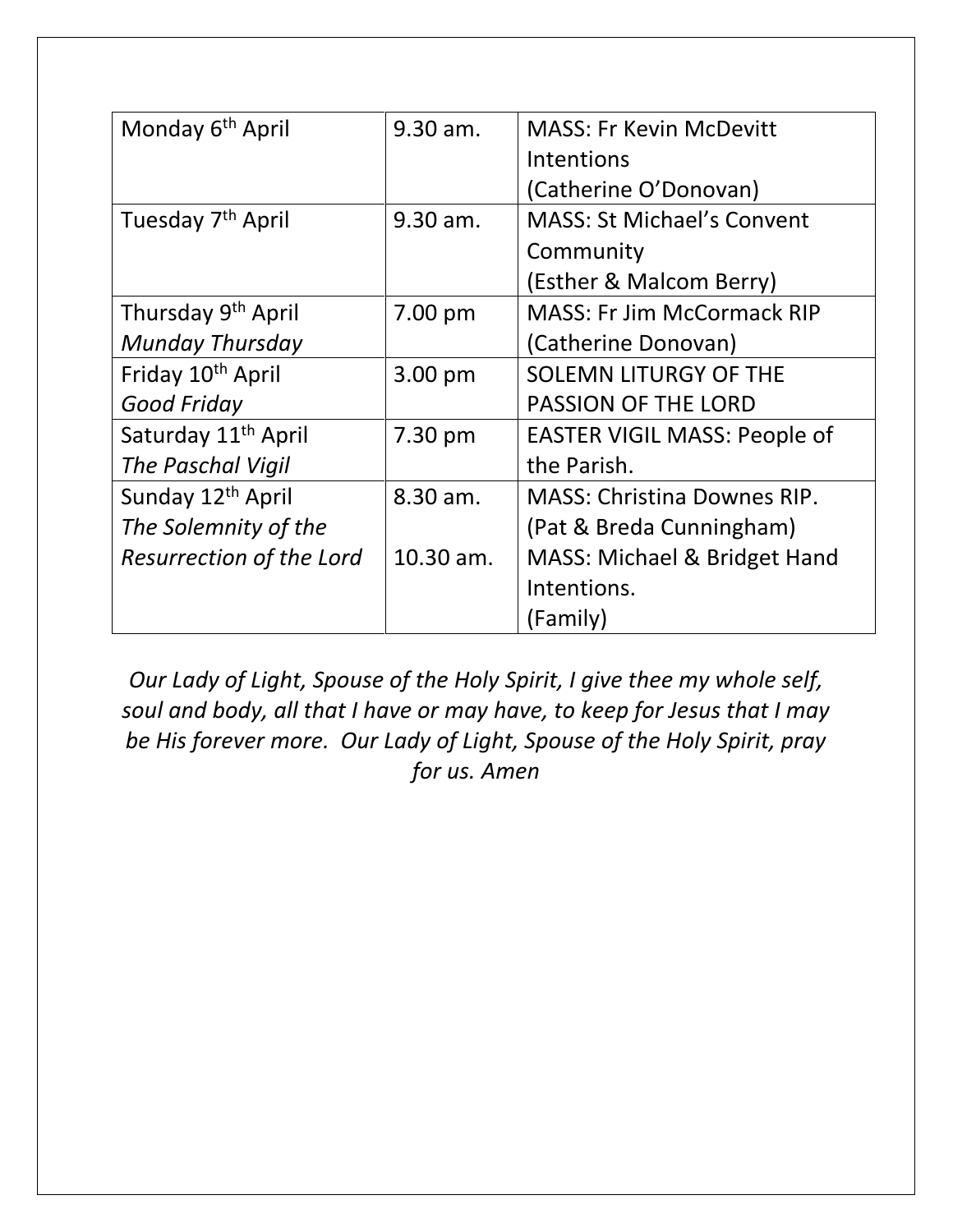| | | |
|---|---|---|
| Monday 6th April | 9.30 am. | MASS: Fr Kevin McDevitt Intentions (Catherine O'Donovan) |
| Tuesday 7th April | 9.30 am. | MASS: St Michael's Convent Community (Esther & Malcom Berry) |
| Thursday 9th April *Munday Thursday* | 7.00 pm | MASS: Fr Jim McCormack RIP (Catherine Donovan) |
| Friday 10th April *Good Friday* | 3.00 pm | SOLEMN LITURGY OF THE PASSION OF THE LORD |
| Saturday 11th April *The Paschal Vigil* | 7.30 pm | EASTER VIGIL MASS: People of the Parish. |
| Sunday 12th April *The Solemnity of the Resurrection of the Lord* | 8.30 am.<br><br>10.30 am. | MASS: Christina Downes RIP. (Pat & Breda Cunningham)<br>MASS: Michael & Bridget Hand Intentions. (Family) |

*Our Lady of Light, Spouse of the Holy Spirit, I give thee my whole self, soul and body, all that I have or may have, to keep for Jesus that I may be His forever more. Our Lady of Light, Spouse of the Holy Spirit, pray for us. Amen*